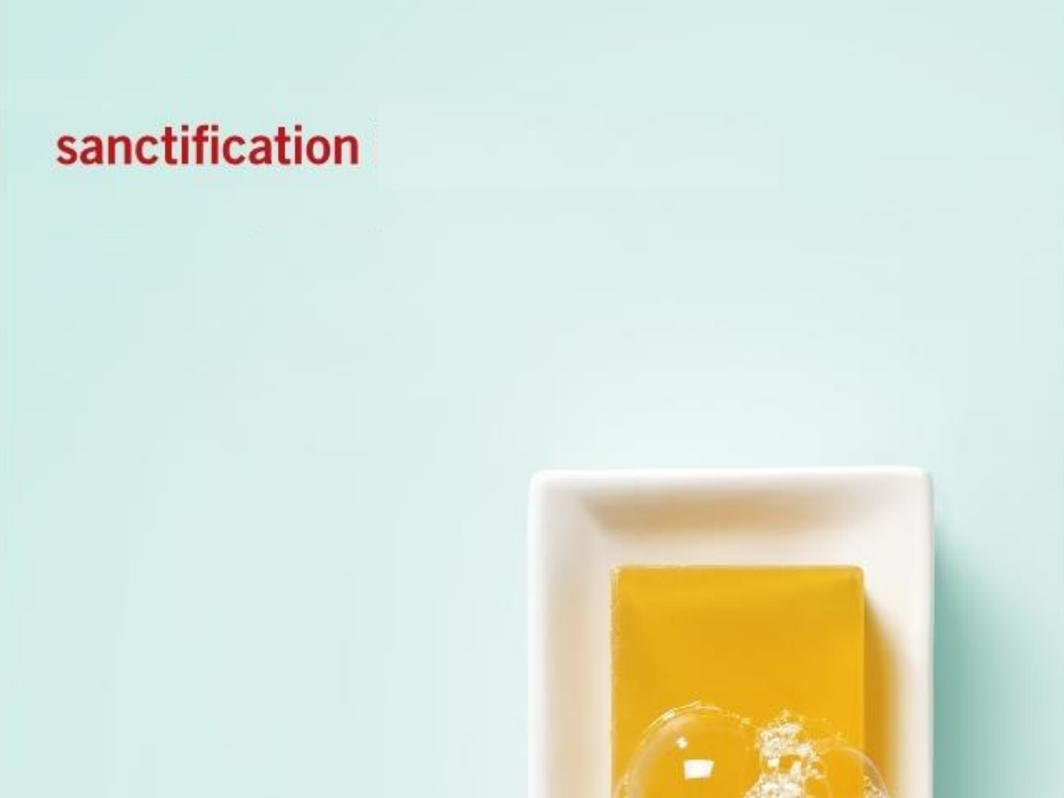# sanctification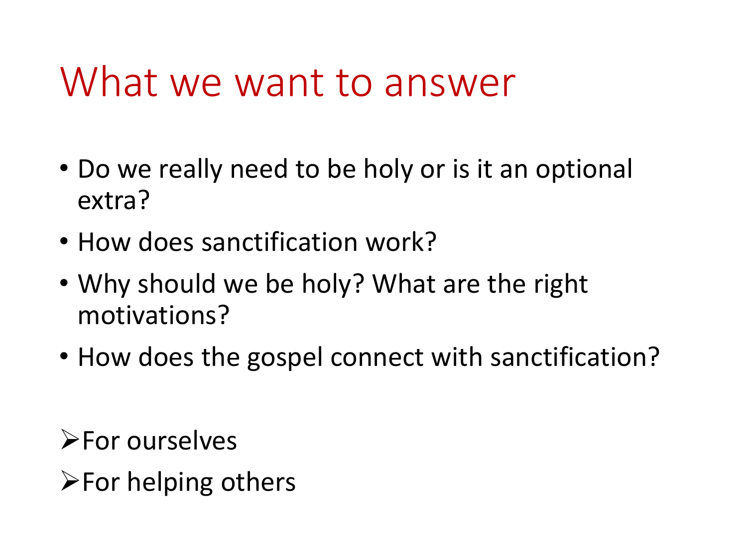# What we want to answer

- Do we really need to be holy or is it an optional extra?
- How does sanctification work?
- Why should we be holy? What are the right motivations?
- How does the gospel connect with sanctification?

➢ For ourselves

➢ For helping others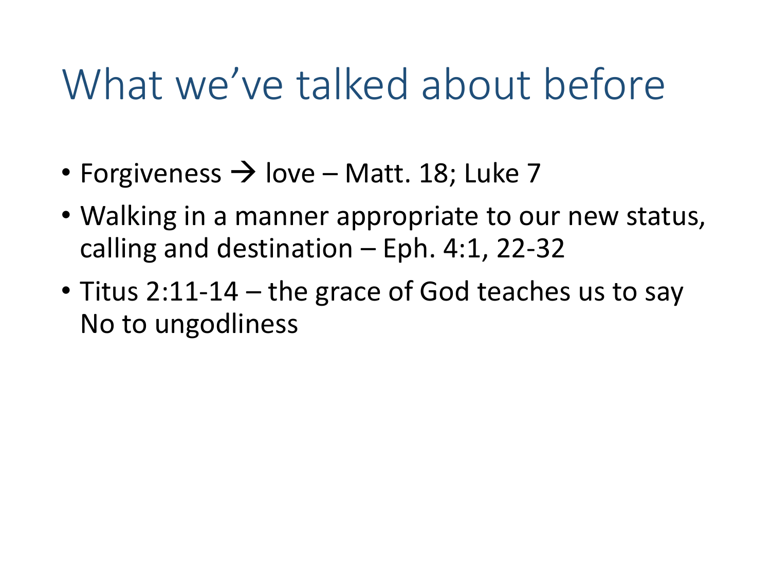# What we've talked about before

- Forgiveness → love – Matt. 18; Luke 7
- Walking in a manner appropriate to our new status, calling and destination – Eph. 4:1, 22-32
- Titus 2:11-14 – the grace of God teaches us to say No to ungodliness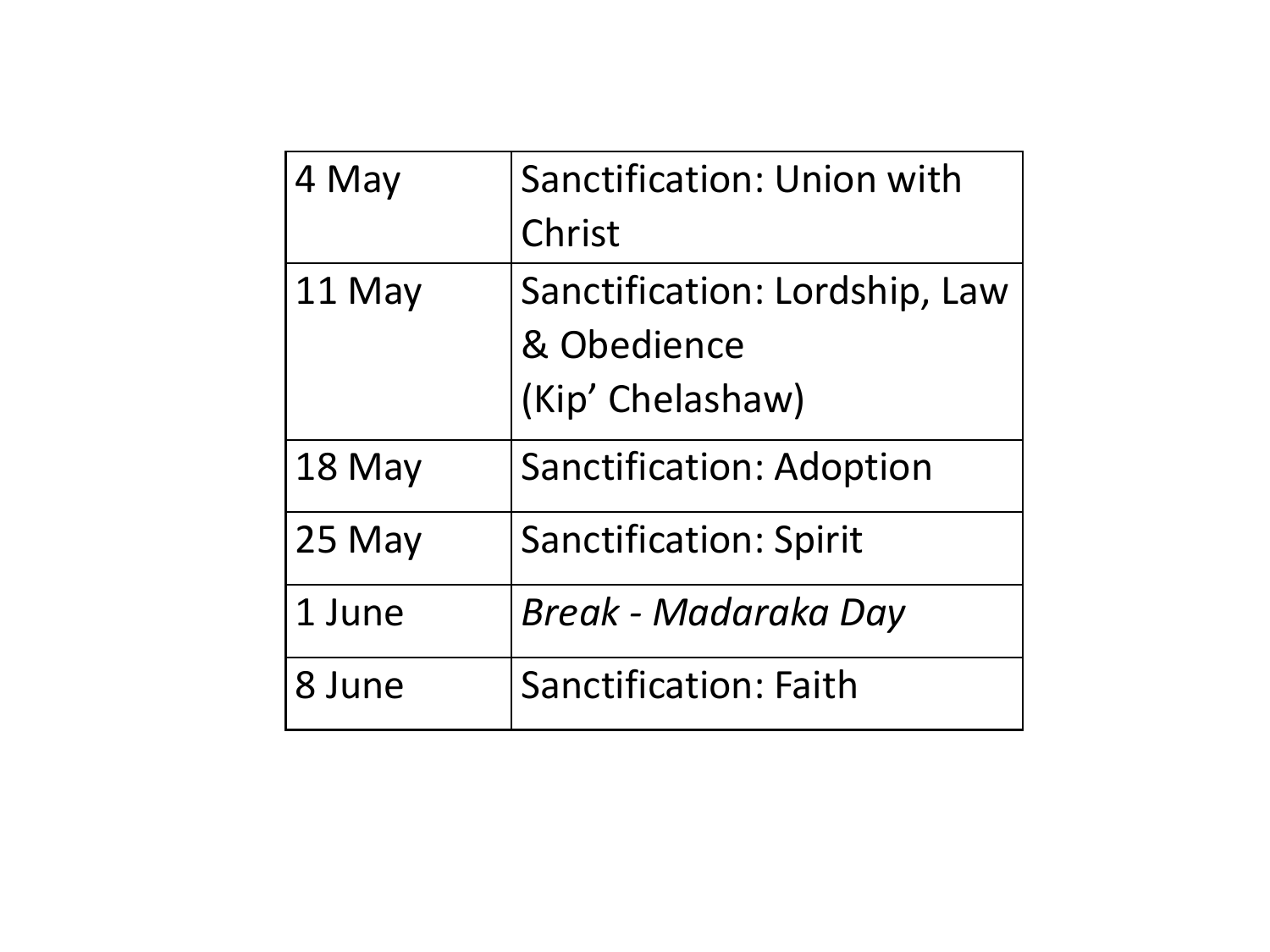| | |
|---|---|
| 4 May | Sanctification: Union with Christ |
| 11 May | Sanctification: Lordship, Law & Obedience (Kip’ Chelashaw) |
| 18 May | Sanctification: Adoption |
| 25 May | Sanctification: Spirit |
| 1 June | *Break - Madaraka Day* |
| 8 June | Sanctification: Faith |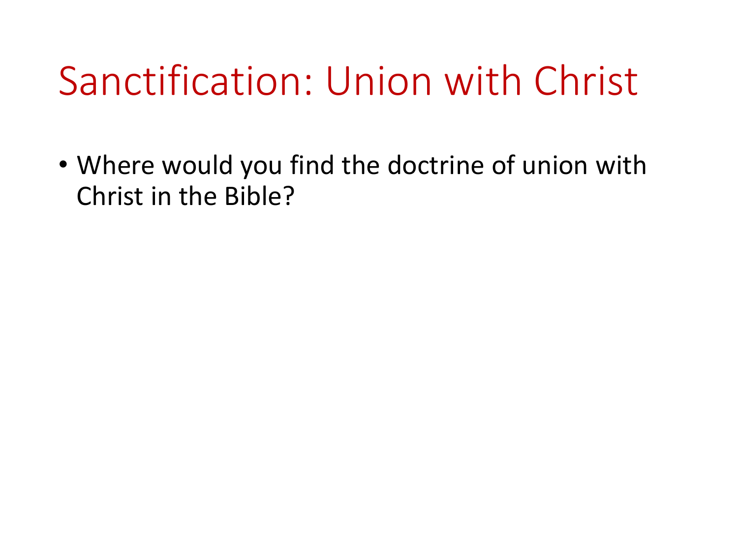# Sanctification: Union with Christ

- Where would you find the doctrine of union with Christ in the Bible?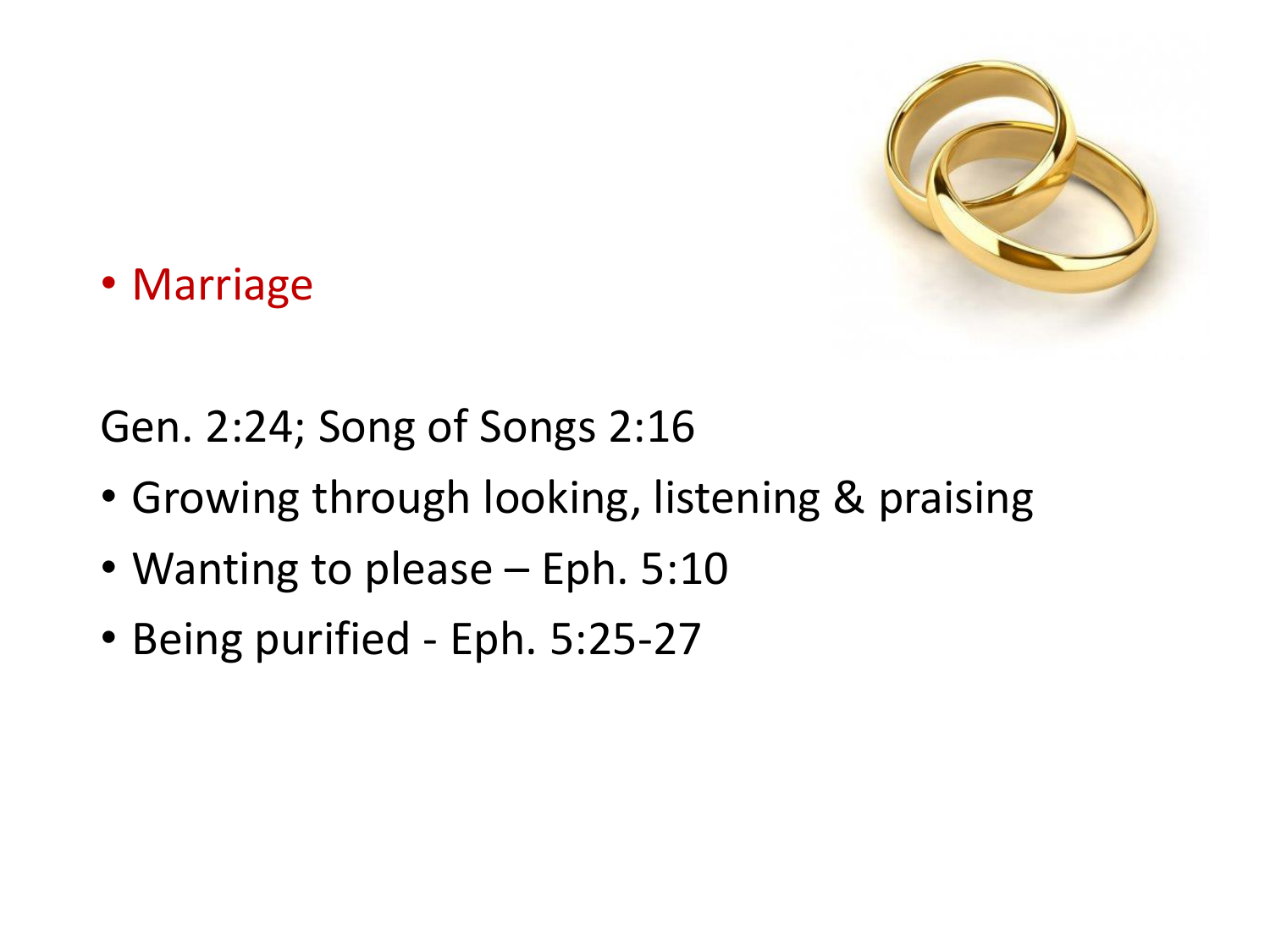- Marriage

Gen. 2:24; Song of Songs 2:16

- Growing through looking, listening & praising
- Wanting to please – Eph. 5:10
- Being purified - Eph. 5:25-27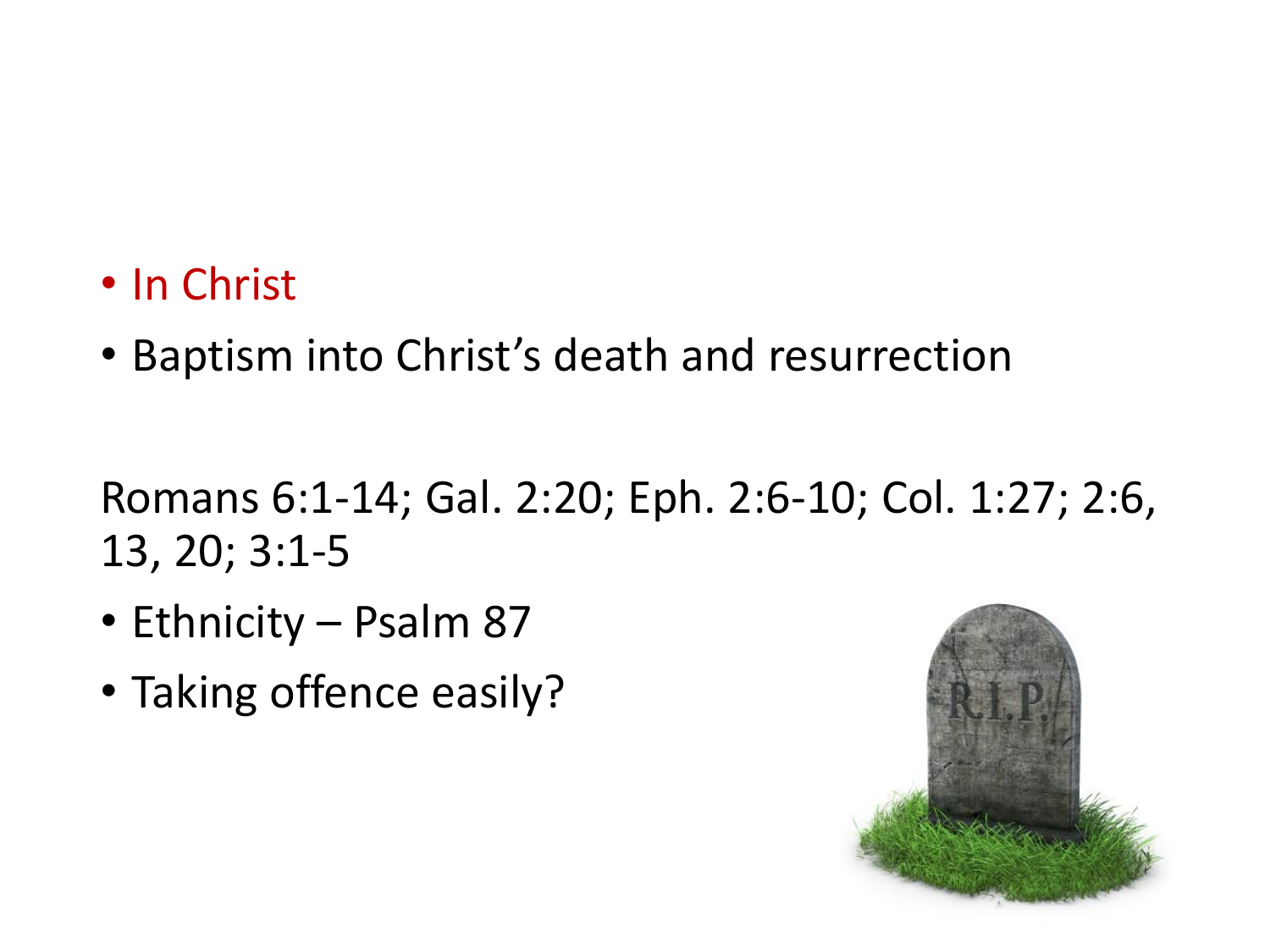- In Christ
- Baptism into Christ's death and resurrection

Romans 6:1-14; Gal. 2:20; Eph. 2:6-10; Col. 1:27; 2:6, 13, 20; 3:1-5

- Ethnicity – Psalm 87
- Taking offence easily?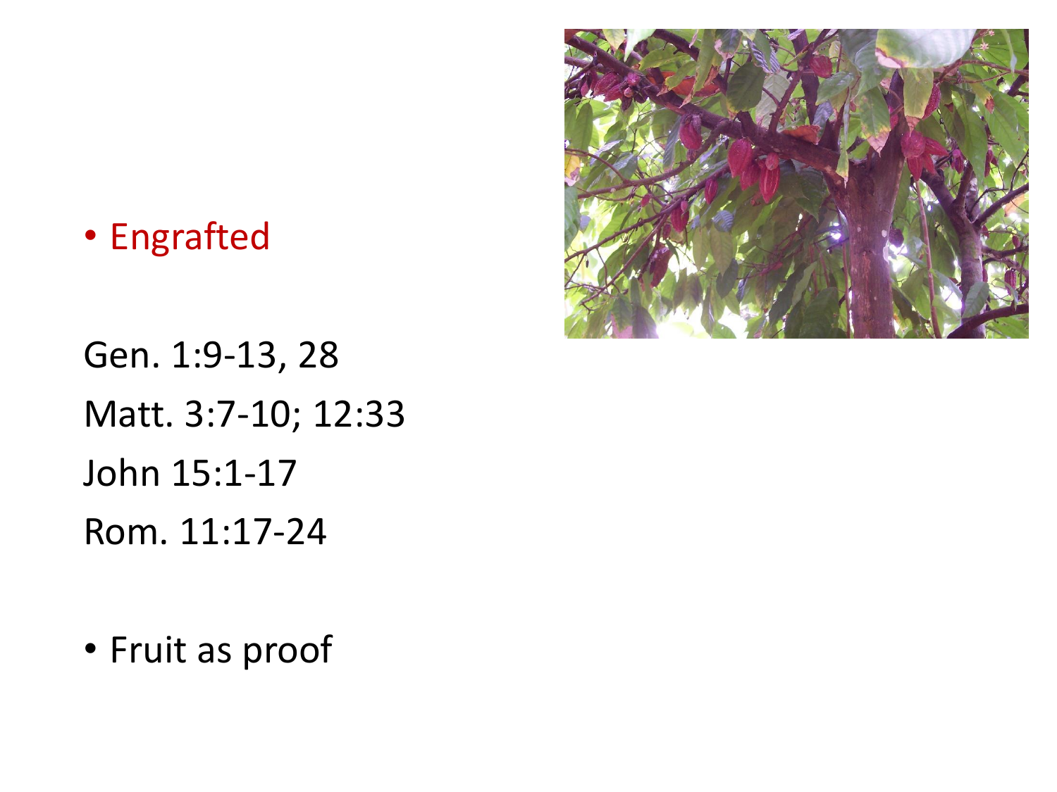- Engrafted

Gen. 1:9-13, 28
Matt. 3:7-10; 12:33
John 15:1-17
Rom. 11:17-24

- Fruit as proof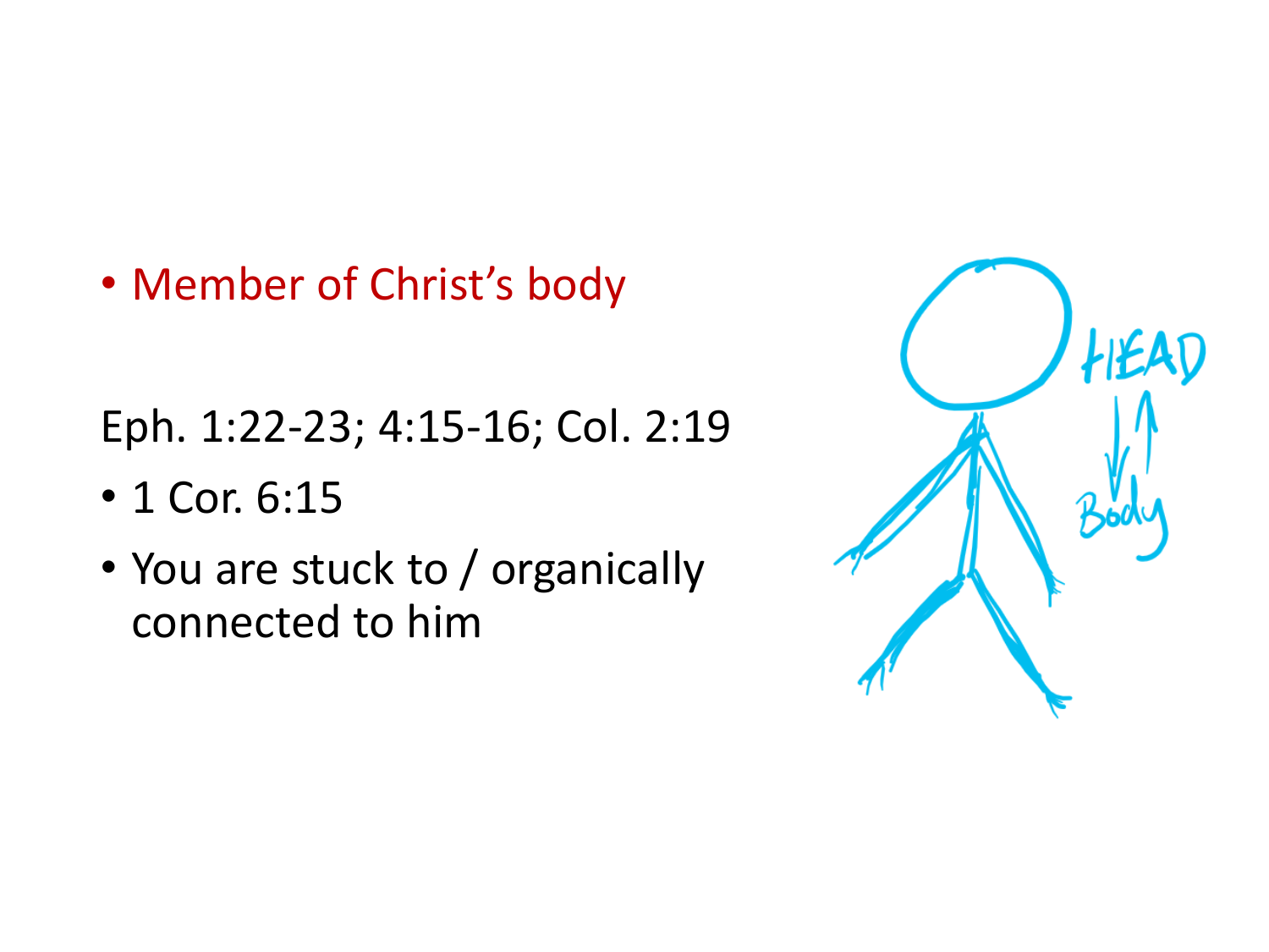- Member of Christ's body

Eph. 1:22-23; 4:15-16; Col. 2:19

- 1 Cor. 6:15
- You are stuck to / organically connected to him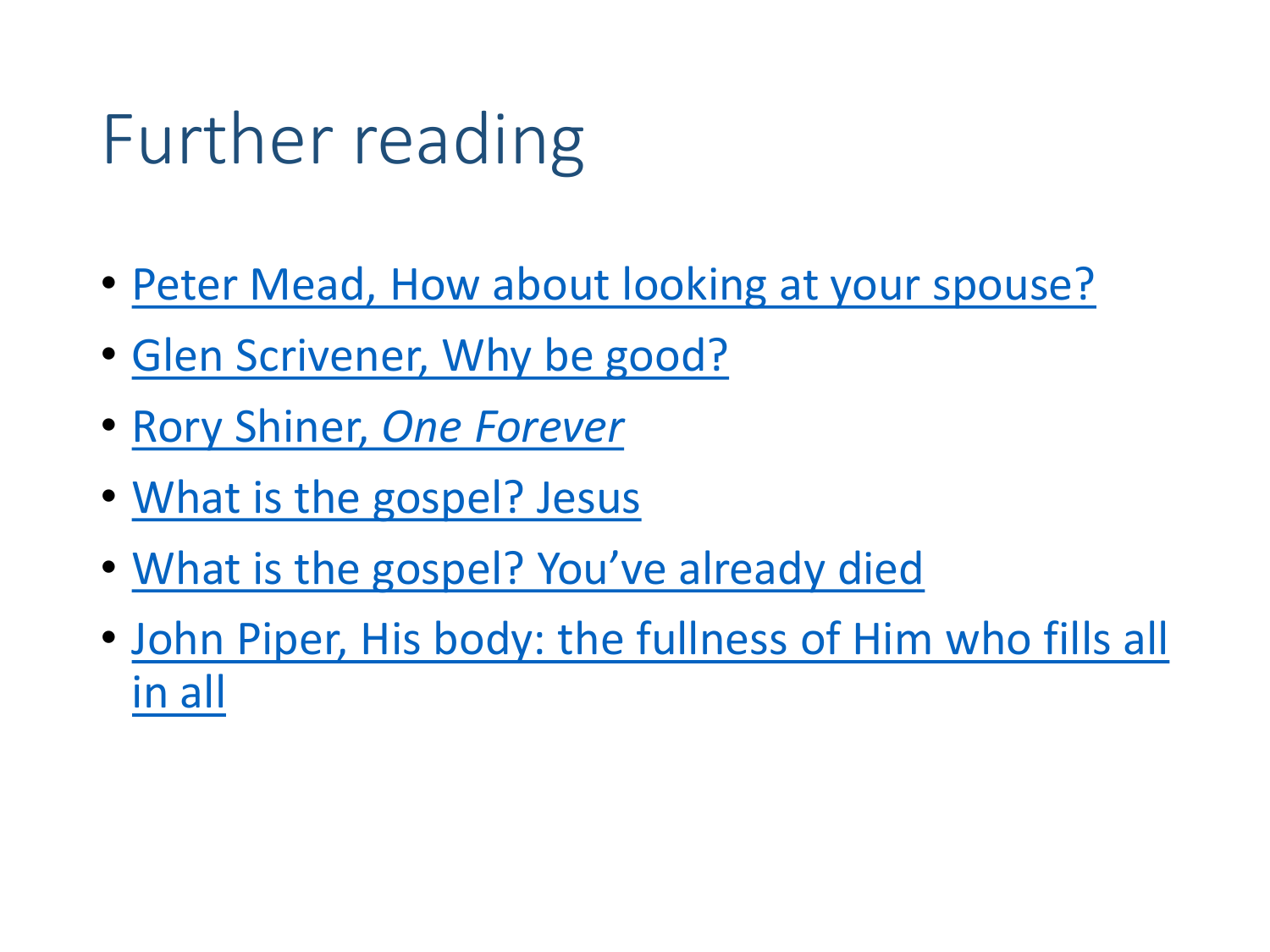# Further reading

- Peter Mead, How about looking at your spouse?
- Glen Scrivener, Why be good?
- Rory Shiner, *One Forever*
- What is the gospel? Jesus
- What is the gospel? You've already died
- John Piper, His body: the fullness of Him who fills all in all